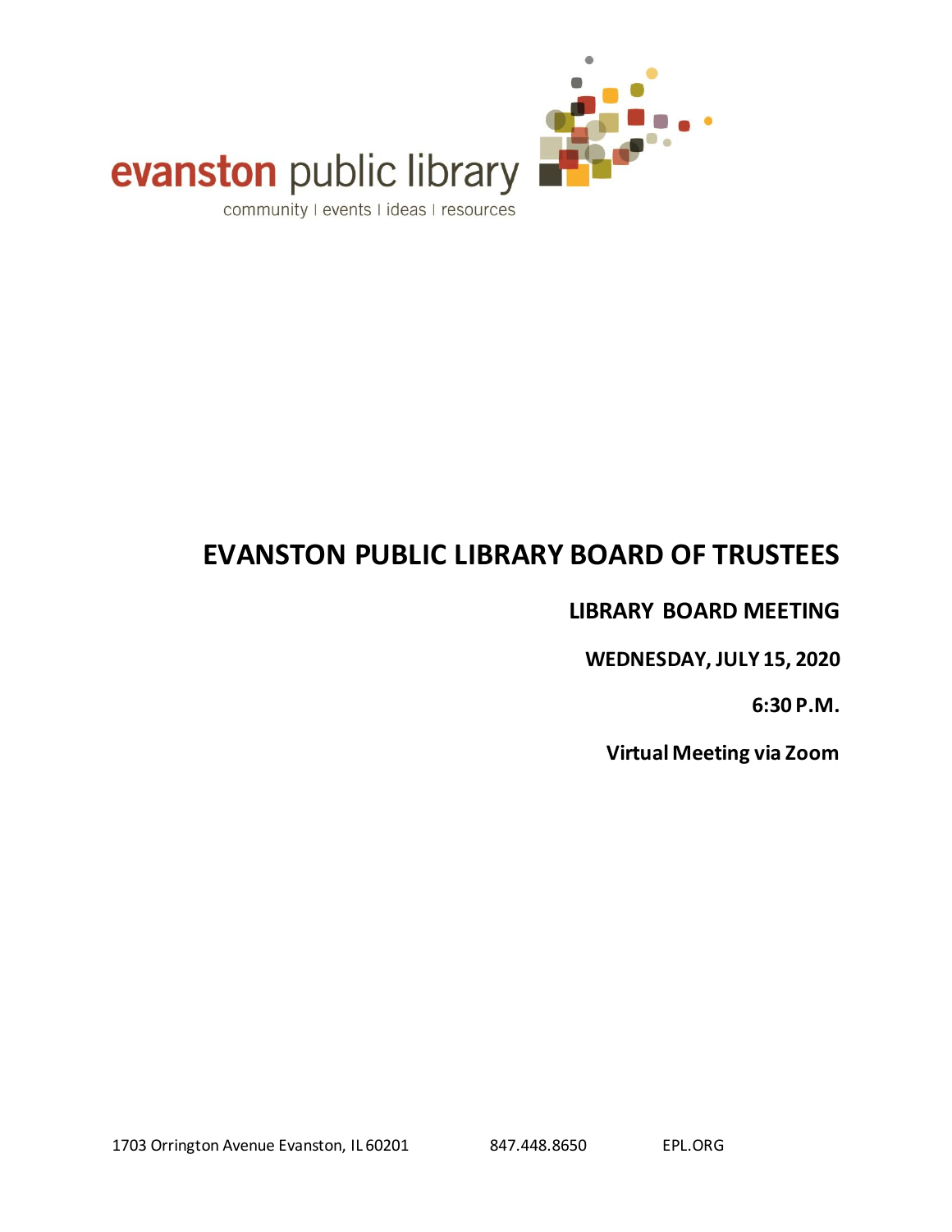evanston public library

community | events | ideas | resources

# EVANSTON PUBLIC LIBRARY BOARD OF TRUSTEES

## LIBRARY BOARD MEETING

**WEDNESDAY, JULY 15, 2020**

**6:30 P.M.**

**Virtual Meeting via Zoom**

1703 Orrington Avenue Evanston, IL 60201 847.448.8650 EPL.ORG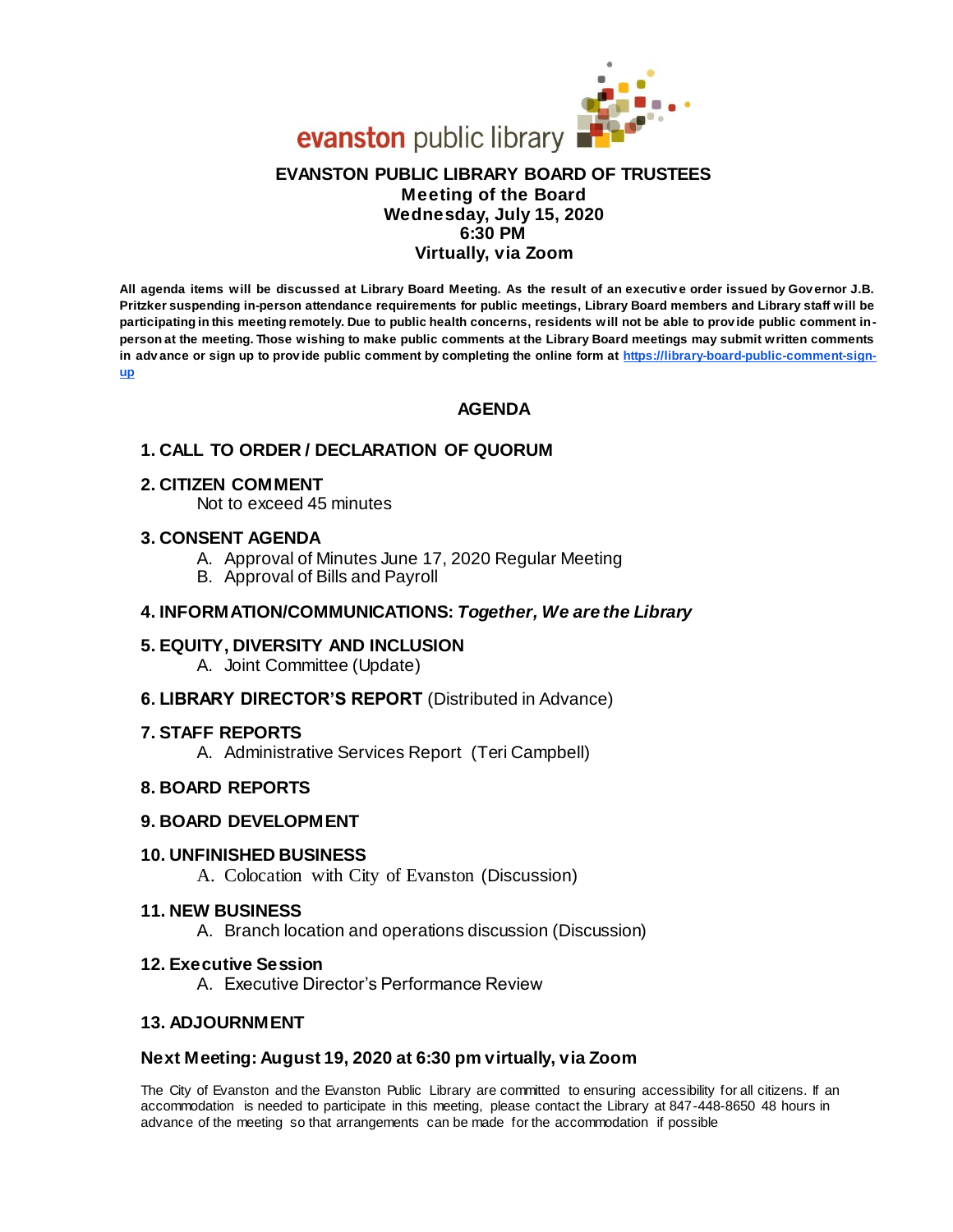evanston public library

# EVANSTON PUBLIC LIBRARY BOARD OF TRUSTEES

**Meeting of the Board**
**Wednesday, July 15, 2020**
**6:30 PM**
**Virtually, via Zoom**

**All agenda items will be discussed at Library Board Meeting. As the result of an executive order issued by Governor J.B. Pritzker suspending in-person attendance requirements for public meetings, Library Board members and Library staff will be participating in this meeting remotely. Due to public health concerns, residents will not be able to provide public comment in-person at the meeting. Those wishing to make public comments at the Library Board meetings may submit written comments in advance or sign up to provide public comment by completing the online form at [https://library-board-public-comment-sign-up](https://library-board-public-comment-sign-up)**

## AGENDA

**1. CALL TO ORDER / DECLARATION OF QUORUM**

**2. CITIZEN COMMENT**
Not to exceed 45 minutes

**3. CONSENT AGENDA**
A. Approval of Minutes June 17, 2020 Regular Meeting
B. Approval of Bills and Payroll

**4. INFORMATION/COMMUNICATIONS: *Together, We are the Library***

**5. EQUITY, DIVERSITY AND INCLUSION**
A. Joint Committee (Update)

**6. LIBRARY DIRECTOR'S REPORT** (Distributed in Advance)

**7. STAFF REPORTS**
A. Administrative Services Report (Teri Campbell)

**8. BOARD REPORTS**

**9. BOARD DEVELOPMENT**

**10. UNFINISHED BUSINESS**
A. Colocation with City of Evanston (Discussion)

**11. NEW BUSINESS**
A. Branch location and operations discussion (Discussion)

**12. Executive Session**
A. Executive Director's Performance Review

**13. ADJOURNMENT**

**Next Meeting: August 19, 2020 at 6:30 pm virtually, via Zoom**

The City of Evanston and the Evanston Public Library are committed to ensuring accessibility for all citizens. If an accommodation is needed to participate in this meeting, please contact the Library at 847-448-8650 48 hours in advance of the meeting so that arrangements can be made for the accommodation if possible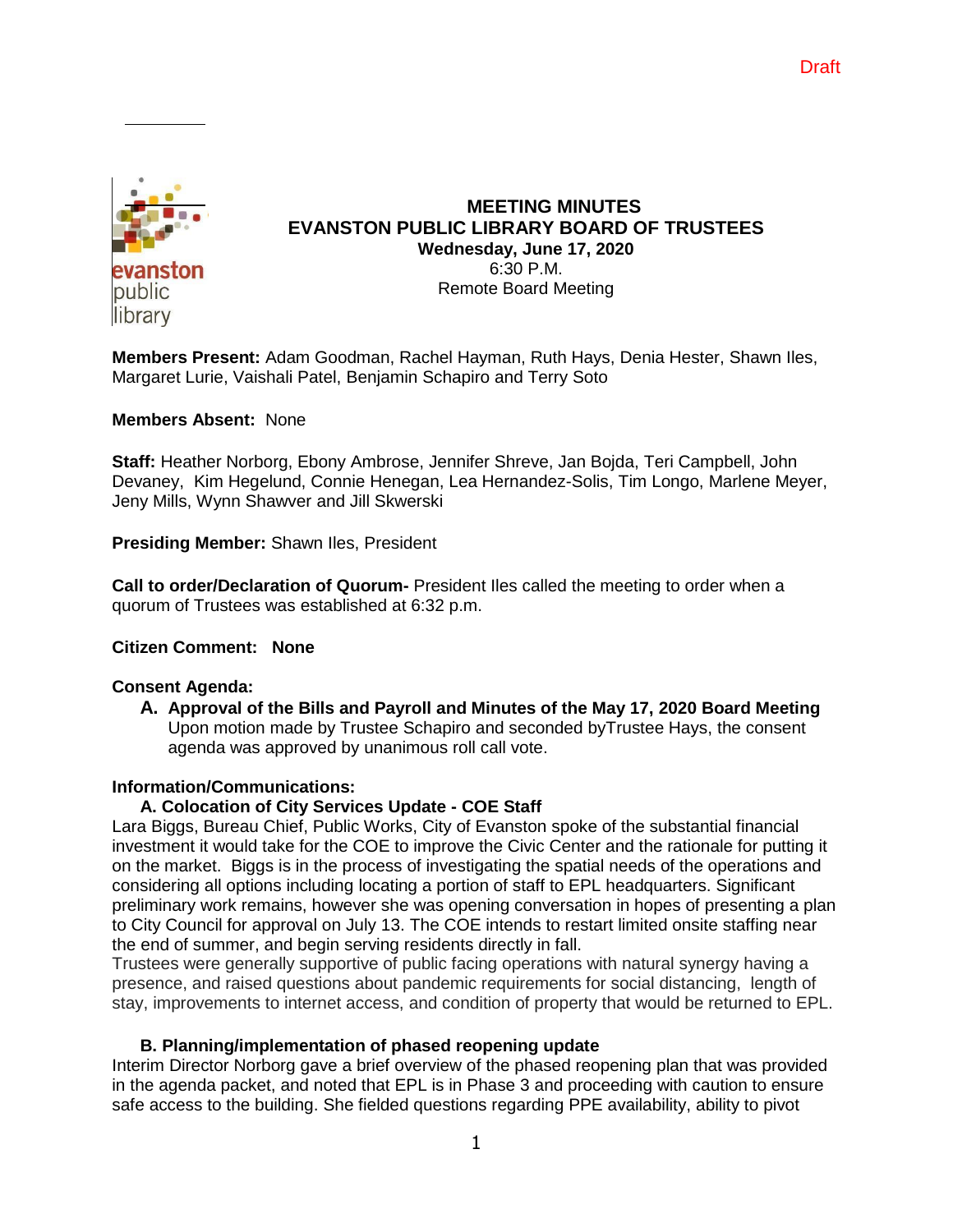Draft

# MEETING MINUTES
# EVANSTON PUBLIC LIBRARY BOARD OF TRUSTEES

**Wednesday, June 17, 2020**
6:30 P.M.
Remote Board Meeting

**Members Present:** Adam Goodman, Rachel Hayman, Ruth Hays, Denia Hester, Shawn Iles, Margaret Lurie, Vaishali Patel, Benjamin Schapiro and Terry Soto

**Members Absent:** None

**Staff:** Heather Norborg, Ebony Ambrose, Jennifer Shreve, Jan Bojda, Teri Campbell, John Devaney, Kim Hegelund, Connie Henegan, Lea Hernandez-Solis, Tim Longo, Marlene Meyer, Jeny Mills, Wynn Shawver and Jill Skwerski

**Presiding Member:** Shawn Iles, President

**Call to order/Declaration of Quorum-** President Iles called the meeting to order when a quorum of Trustees was established at 6:32 p.m.

**Citizen Comment: None**

**Consent Agenda:**

**A. Approval of the Bills and Payroll and Minutes of the May 17, 2020 Board Meeting**
Upon motion made by Trustee Schapiro and seconded byTrustee Hays, the consent agenda was approved by unanimous roll call vote.

**Information/Communications:**

**A. Colocation of City Services Update - COE Staff**

Lara Biggs, Bureau Chief, Public Works, City of Evanston spoke of the substantial financial investment it would take for the COE to improve the Civic Center and the rationale for putting it on the market. Biggs is in the process of investigating the spatial needs of the operations and considering all options including locating a portion of staff to EPL headquarters. Significant preliminary work remains, however she was opening conversation in hopes of presenting a plan to City Council for approval on July 13. The COE intends to restart limited onsite staffing near the end of summer, and begin serving residents directly in fall.

Trustees were generally supportive of public facing operations with natural synergy having a presence, and raised questions about pandemic requirements for social distancing, length of stay, improvements to internet access, and condition of property that would be returned to EPL.

**B. Planning/implementation of phased reopening update**

Interim Director Norborg gave a brief overview of the phased reopening plan that was provided in the agenda packet, and noted that EPL is in Phase 3 and proceeding with caution to ensure safe access to the building. She fielded questions regarding PPE availability, ability to pivot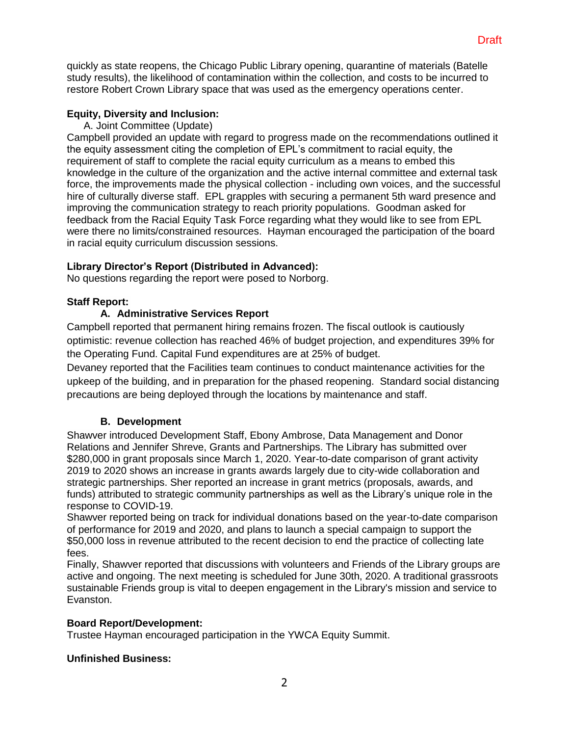quickly as state reopens, the Chicago Public Library opening, quarantine of materials (Batelle study results), the likelihood of contamination within the collection, and costs to be incurred to restore Robert Crown Library space that was used as the emergency operations center.

**Equity, Diversity and Inclusion:**

A. Joint Committee (Update)

Campbell provided an update with regard to progress made on the recommendations outlined it the equity assessment citing the completion of EPL's commitment to racial equity, the requirement of staff to complete the racial equity curriculum as a means to embed this knowledge in the culture of the organization and the active internal committee and external task force, the improvements made the physical collection - including own voices, and the successful hire of culturally diverse staff. EPL grapples with securing a permanent 5th ward presence and improving the communication strategy to reach priority populations. Goodman asked for feedback from the Racial Equity Task Force regarding what they would like to see from EPL were there no limits/constrained resources. Hayman encouraged the participation of the board in racial equity curriculum discussion sessions.

**Library Director's Report (Distributed in Advanced):**

No questions regarding the report were posed to Norborg.

**Staff Report:**

**A. Administrative Services Report**

Campbell reported that permanent hiring remains frozen. The fiscal outlook is cautiously optimistic: revenue collection has reached 46% of budget projection, and expenditures 39% for the Operating Fund. Capital Fund expenditures are at 25% of budget.

Devaney reported that the Facilities team continues to conduct maintenance activities for the upkeep of the building, and in preparation for the phased reopening. Standard social distancing precautions are being deployed through the locations by maintenance and staff.

**B. Development**

Shawver introduced Development Staff, Ebony Ambrose, Data Management and Donor Relations and Jennifer Shreve, Grants and Partnerships. The Library has submitted over $280,000 in grant proposals since March 1, 2020. Year-to-date comparison of grant activity 2019 to 2020 shows an increase in grants awards largely due to city-wide collaboration and strategic partnerships. Sher reported an increase in grant metrics (proposals, awards, and funds) attributed to strategic community partnerships as well as the Library's unique role in the response to COVID-19.

Shawver reported being on track for individual donations based on the year-to-date comparison of performance for 2019 and 2020, and plans to launch a special campaign to support the $50,000 loss in revenue attributed to the recent decision to end the practice of collecting late fees.

Finally, Shawver reported that discussions with volunteers and Friends of the Library groups are active and ongoing. The next meeting is scheduled for June 30th, 2020. A traditional grassroots sustainable Friends group is vital to deepen engagement in the Library's mission and service to Evanston.

**Board Report/Development:**

Trustee Hayman encouraged participation in the YWCA Equity Summit.

**Unfinished Business:**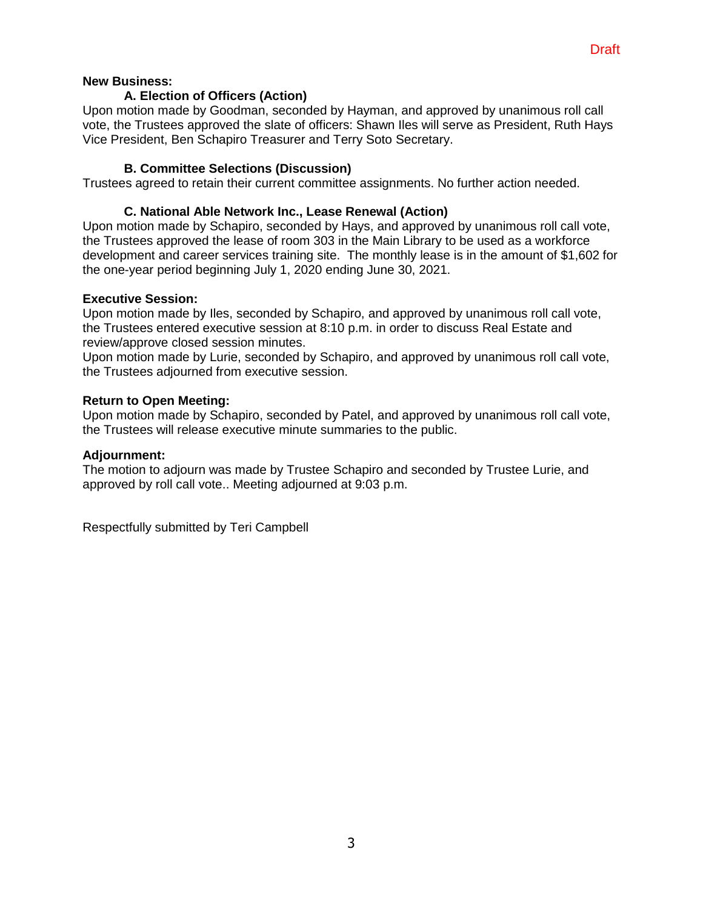Draft

**New Business:**

**A. Election of Officers (Action)**

Upon motion made by Goodman, seconded by Hayman, and approved by unanimous roll call vote, the Trustees approved the slate of officers: Shawn Iles will serve as President, Ruth Hays Vice President, Ben Schapiro Treasurer and Terry Soto Secretary.

**B. Committee Selections (Discussion)**

Trustees agreed to retain their current committee assignments. No further action needed.

**C. National Able Network Inc., Lease Renewal (Action)**

Upon motion made by Schapiro, seconded by Hays, and approved by unanimous roll call vote, the Trustees approved the lease of room 303 in the Main Library to be used as a workforce development and career services training site. The monthly lease is in the amount of $1,602 for the one-year period beginning July 1, 2020 ending June 30, 2021.

**Executive Session:**

Upon motion made by Iles, seconded by Schapiro, and approved by unanimous roll call vote, the Trustees entered executive session at 8:10 p.m. in order to discuss Real Estate and review/approve closed session minutes.

Upon motion made by Lurie, seconded by Schapiro, and approved by unanimous roll call vote, the Trustees adjourned from executive session.

**Return to Open Meeting:**

Upon motion made by Schapiro, seconded by Patel, and approved by unanimous roll call vote, the Trustees will release executive minute summaries to the public.

**Adjournment:**

The motion to adjourn was made by Trustee Schapiro and seconded by Trustee Lurie, and approved by roll call vote.. Meeting adjourned at 9:03 p.m.

Respectfully submitted by Teri Campbell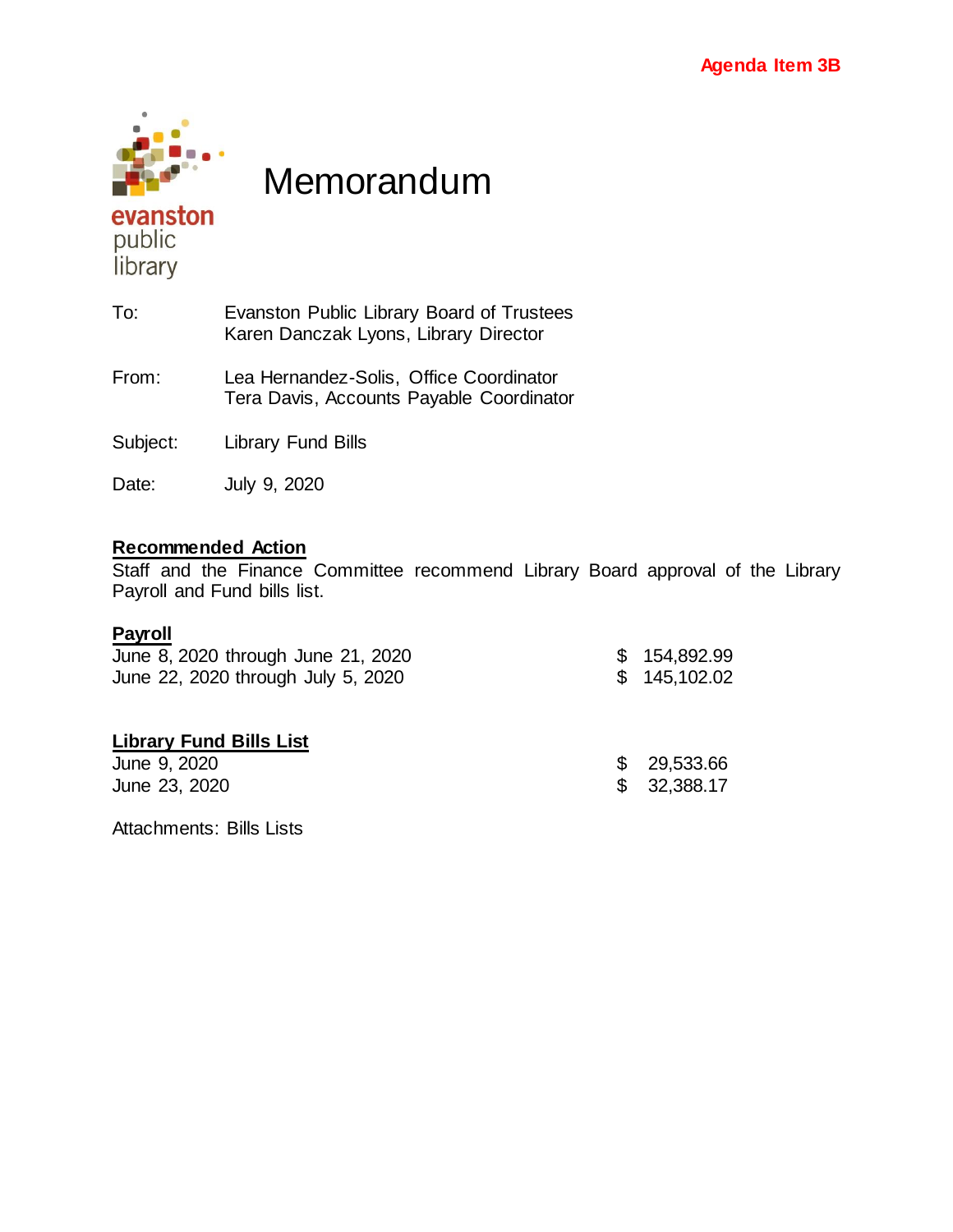Agenda Item 3B

evanston public library

# Memorandum

To: Evanston Public Library Board of Trustees
Karen Danczak Lyons, Library Director

From: Lea Hernandez-Solis, Office Coordinator
Tera Davis, Accounts Payable Coordinator

Subject: Library Fund Bills

Date: July 9, 2020

**Recommended Action**

Staff and the Finance Committee recommend Library Board approval of the Library Payroll and Fund bills list.

**Payroll**

| | |
|---|---|
| June 8, 2020 through June 21, 2020 | $ 154,892.99 |
| June 22, 2020 through July 5, 2020 | $ 145,102.02 |

**Library Fund Bills List**

| | |
|---|---|
| June 9, 2020 | $ 29,533.66 |
| June 23, 2020 | $ 32,388.17 |

Attachments: Bills Lists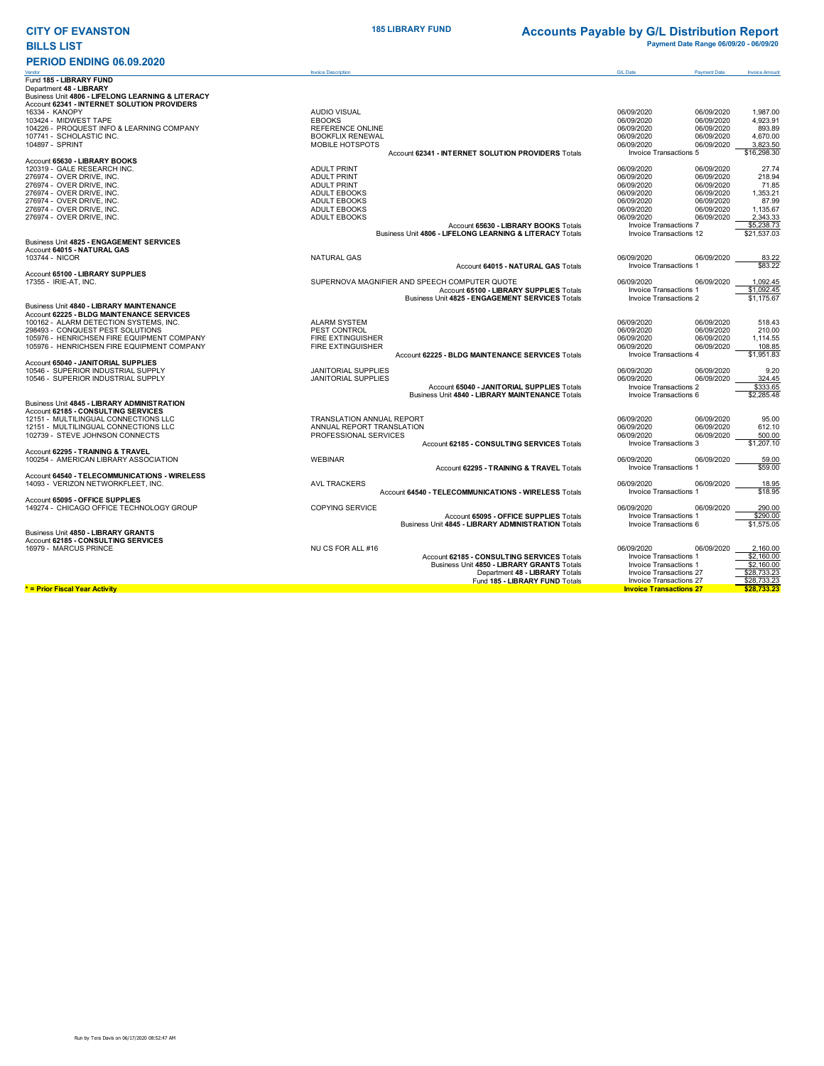# CITY OF EVANSTON

**185 LIBRARY FUND**

## Accounts Payable by G/L Distribution Report

**Payment Date Range 06/09/20 - 06/09/20**

## BILLS LIST

## PERIOD ENDING 06.09.2020

| Vendor | Invoice Description | G/L Date | Payment Date | Invoice Amount |
|---|---|---|---|---|
| Fund **185 - LIBRARY FUND** | | | | |
| Department **48 - LIBRARY** | | | | |
| Business Unit **4806 - LIFELONG LEARNING & LITERACY** | | | | |
| Account **62341 - INTERNET SOLUTION PROVIDERS** | | | | |
| 16334 - KANOPY | AUDIO VISUAL | 06/09/2020 | 06/09/2020 | 1,987.00 |
| 103424 - MIDWEST TAPE | EBOOKS | 06/09/2020 | 06/09/2020 | 4,923.91 |
| 104226 - PROQUEST INFO & LEARNING COMPANY | REFERENCE ONLINE | 06/09/2020 | 06/09/2020 | 893.89 |
| 107741 - SCHOLASTIC INC. | BOOKFLIX RENEWAL | 06/09/2020 | 06/09/2020 | 4,670.00 |
| 104897 - SPRINT | MOBILE HOTSPOTS | 06/09/2020 | 06/09/2020 | 3,823.50 |
| | Account **62341 - INTERNET SOLUTION PROVIDERS** Totals | Invoice Transactions 5 | | $16,298.30 |
| Account **65630 - LIBRARY BOOKS** | | | | |
| 120319 - GALE RESEARCH INC. | ADULT PRINT | 06/09/2020 | 06/09/2020 | 27.74 |
| 276974 - OVER DRIVE, INC. | ADULT PRINT | 06/09/2020 | 06/09/2020 | 218.94 |
| 276974 - OVER DRIVE, INC. | ADULT PRINT | 06/09/2020 | 06/09/2020 | 71.85 |
| 276974 - OVER DRIVE, INC. | ADULT EBOOKS | 06/09/2020 | 06/09/2020 | 1,353.21 |
| 276974 - OVER DRIVE, INC. | ADULT EBOOKS | 06/09/2020 | 06/09/2020 | 87.99 |
| 276974 - OVER DRIVE, INC. | ADULT EBOOKS | 06/09/2020 | 06/09/2020 | 1,135.67 |
| 276974 - OVER DRIVE, INC. | ADULT EBOOKS | 06/09/2020 | 06/09/2020 | 2,343.33 |
| | Account **65630 - LIBRARY BOOKS** Totals | Invoice Transactions 7 | | $5,238.73 |
| | Business Unit **4806 - LIFELONG LEARNING & LITERACY** Totals | Invoice Transactions 12 | | $21,537.03 |
| Business Unit **4825 - ENGAGEMENT SERVICES** | | | | |
| Account **64015 - NATURAL GAS** | | | | |
| 103744 - NICOR | NATURAL GAS | 06/09/2020 | 06/09/2020 | 83.22 |
| | Account **64015 - NATURAL GAS** Totals | Invoice Transactions 1 | | $83.22 |
| Account **65100 - LIBRARY SUPPLIES** | | | | |
| 17355 - IRIE-AT, INC. | SUPERNOVA MAGNIFIER AND SPEECH COMPUTER QUOTE | 06/09/2020 | 06/09/2020 | 1,092.45 |
| | Account **65100 - LIBRARY SUPPLIES** Totals | Invoice Transactions 1 | | $1,092.45 |
| | Business Unit **4825 - ENGAGEMENT SERVICES** Totals | Invoice Transactions 2 | | $1,175.67 |
| Business Unit **4840 - LIBRARY MAINTENANCE** | | | | |
| Account **62225 - BLDG MAINTENANCE SERVICES** | | | | |
| 100162 - ALARM DETECTION SYSTEMS, INC. | ALARM SYSTEM | 06/09/2020 | 06/09/2020 | 518.43 |
| 298493 - CONQUEST PEST SOLUTIONS | PEST CONTROL | 06/09/2020 | 06/09/2020 | 210.00 |
| 105976 - HENRICHSEN FIRE EQUIPMENT COMPANY | FIRE EXTINGUISHER | 06/09/2020 | 06/09/2020 | 1,114.55 |
| 105976 - HENRICHSEN FIRE EQUIPMENT COMPANY | FIRE EXTINGUISHER | 06/09/2020 | 06/09/2020 | 108.85 |
| | Account **62225 - BLDG MAINTENANCE SERVICES** Totals | Invoice Transactions 4 | | $1,951.83 |
| Account **65040 - JANITORIAL SUPPLIES** | | | | |
| 10546 - SUPERIOR INDUSTRIAL SUPPLY | JANITORIAL SUPPLIES | 06/09/2020 | 06/09/2020 | 9.20 |
| 10546 - SUPERIOR INDUSTRIAL SUPPLY | JANITORIAL SUPPLIES | 06/09/2020 | 06/09/2020 | 324.45 |
| | Account **65040 - JANITORIAL SUPPLIES** Totals | Invoice Transactions 2 | | $333.65 |
| | Business Unit **4840 - LIBRARY MAINTENANCE** Totals | Invoice Transactions 6 | | $2,285.48 |
| Business Unit **4845 - LIBRARY ADMINISTRATION** | | | | |
| Account **62185 - CONSULTING SERVICES** | | | | |
| 12151 - MULTILINGUAL CONNECTIONS LLC | TRANSLATION ANNUAL REPORT | 06/09/2020 | 06/09/2020 | 95.00 |
| 12151 - MULTILINGUAL CONNECTIONS LLC | ANNUAL REPORT TRANSLATION | 06/09/2020 | 06/09/2020 | 612.10 |
| 102739 - STEVE JOHNSON CONNECTS | PROFESSIONAL SERVICES | 06/09/2020 | 06/09/2020 | 500.00 |
| | Account **62185 - CONSULTING SERVICES** Totals | Invoice Transactions 3 | | $1,207.10 |
| Account **62295 - TRAINING & TRAVEL** | | | | |
| 100254 - AMERICAN LIBRARY ASSOCIATION | WEBINAR | 06/09/2020 | 06/09/2020 | 59.00 |
| | Account **62295 - TRAINING & TRAVEL** Totals | Invoice Transactions 1 | | $59.00 |
| Account **64540 - TELECOMMUNICATIONS - WIRELESS** | | | | |
| 14093 - VERIZON NETWORKFLEET, INC. | AVL TRACKERS | 06/09/2020 | 06/09/2020 | 18.95 |
| | Account **64540 - TELECOMMUNICATIONS - WIRELESS** Totals | Invoice Transactions 1 | | $18.95 |
| Account **65095 - OFFICE SUPPLIES** | | | | |
| 149274 - CHICAGO OFFICE TECHNOLOGY GROUP | COPYING SERVICE | 06/09/2020 | 06/09/2020 | 290.00 |
| | Account **65095 - OFFICE SUPPLIES** Totals | Invoice Transactions 1 | | $290.00 |
| | Business Unit **4845 - LIBRARY ADMINISTRATION** Totals | Invoice Transactions 6 | | $1,575.05 |
| Business Unit **4850 - LIBRARY GRANTS** | | | | |
| Account **62185 - CONSULTING SERVICES** | | | | |
| 16979 - MARCUS PRINCE | NU CS FOR ALL #16 | 06/09/2020 | 06/09/2020 | 2,160.00 |
| | Account **62185 - CONSULTING SERVICES** Totals | Invoice Transactions 1 | | $2,160.00 |
| | Business Unit **4850 - LIBRARY GRANTS** Totals | Invoice Transactions 1 | | $2,160.00 |
| | Department **48 - LIBRARY** Totals | Invoice Transactions 27 | | $28,733.23 |
| | Fund **185 - LIBRARY FUND** Totals | Invoice Transactions 27 | | $28,733.23 |
| **\* = Prior Fiscal Year Activity** | | **Invoice Transactions 27** | | **$28,733.23** |

Run by Tera Davis on 06/17/2020 08:52:47 AM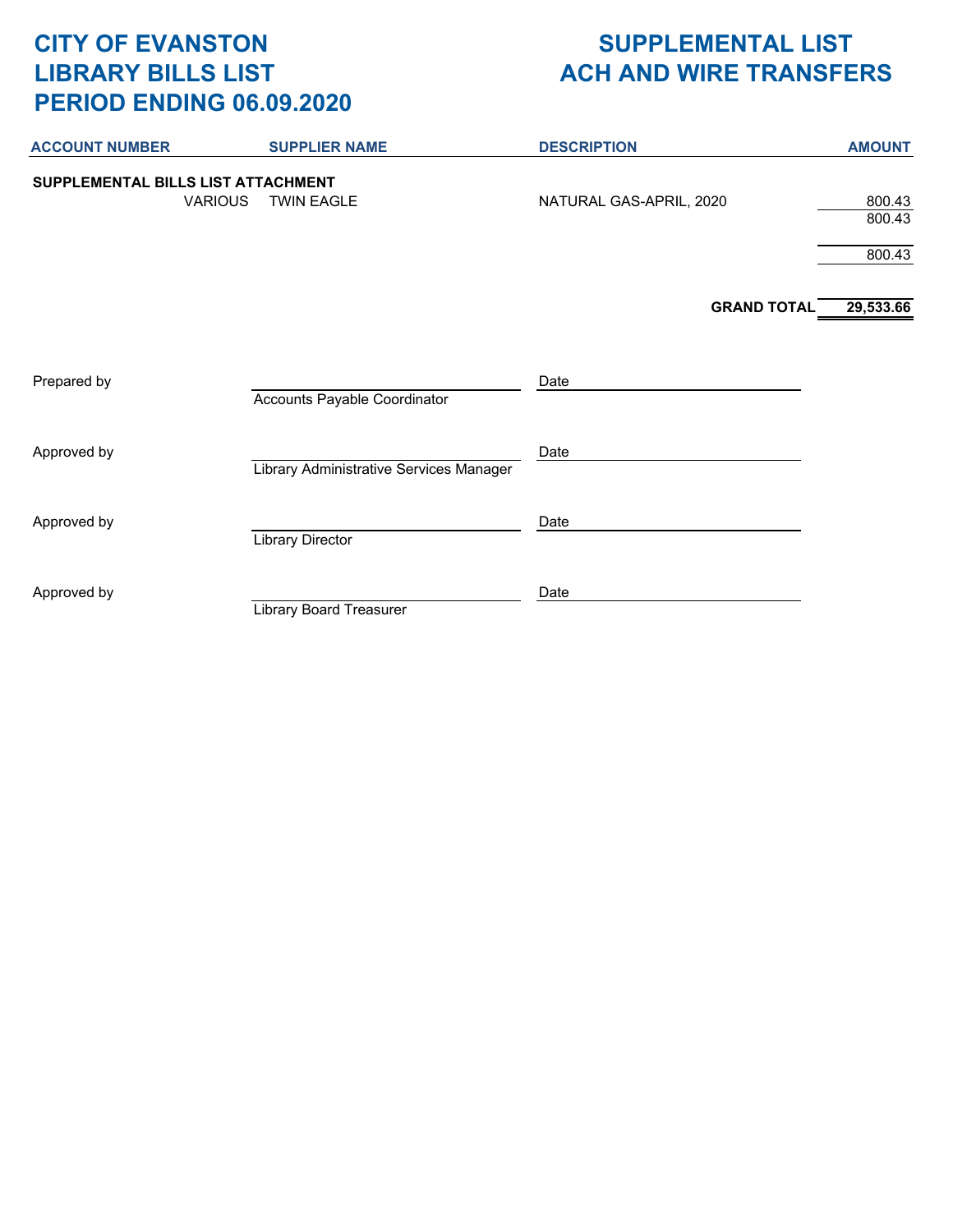# CITY OF EVANSTON
# LIBRARY BILLS LIST
# PERIOD ENDING 06.09.2020

# SUPPLEMENTAL LIST
# ACH AND WIRE TRANSFERS

| ACCOUNT NUMBER | SUPPLIER NAME | DESCRIPTION | AMOUNT |
|---|---|---|---|
| **SUPPLEMENTAL BILLS LIST ATTACHMENT** | | | |
| VARIOUS | TWIN EAGLE | NATURAL GAS-APRIL, 2020 | 800.43 |
| | | | 800.43 |
| | | | 800.43 |
| | | **GRAND TOTAL** | **29,533.66** |

Prepared by ______________________ Date ______________________
Accounts Payable Coordinator

Approved by ______________________ Date ______________________
Library Administrative Services Manager

Approved by ______________________ Date ______________________
Library Director

Approved by ______________________ Date ______________________
Library Board Treasurer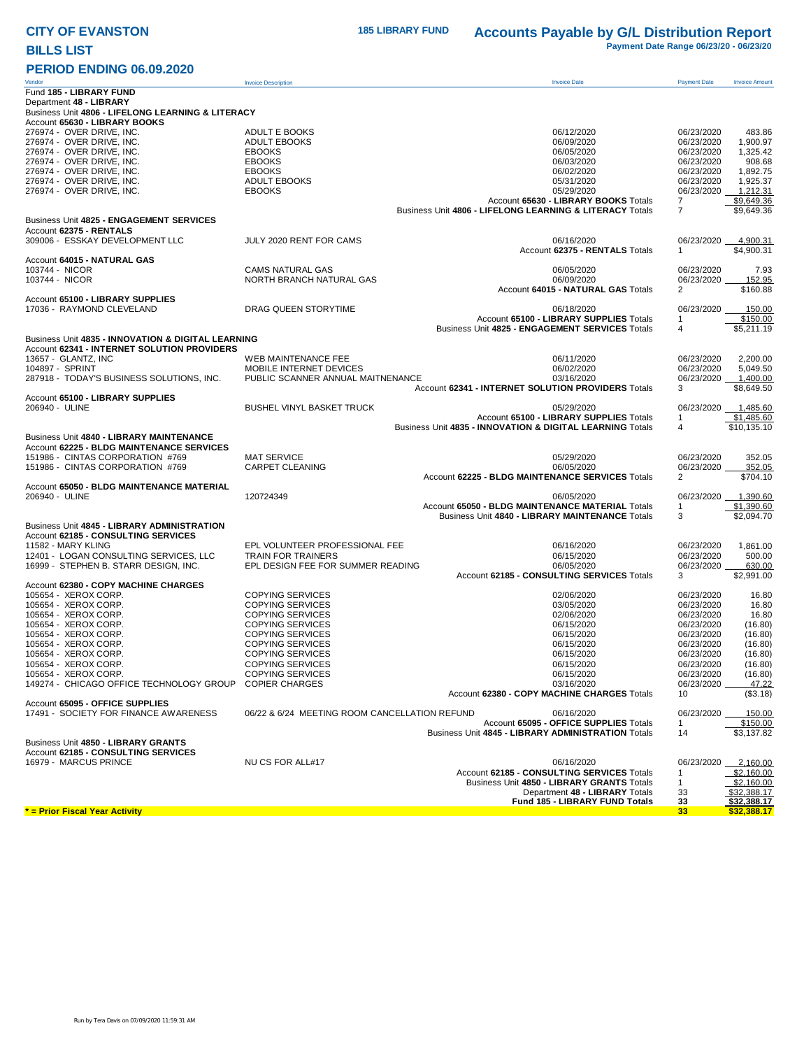# CITY OF EVANSTON

**185 LIBRARY FUND**

## Accounts Payable by G/L Distribution Report

**Payment Date Range 06/23/20 - 06/23/20**

## BILLS LIST

## PERIOD ENDING 06.09.2020

| Vendor | Invoice Description | Invoice Date | Payment Date | Invoice Amount |
|---|---|---|---|---|
| Fund **185 - LIBRARY FUND** | | | | |
| Department **48 - LIBRARY** | | | | |
| Business Unit **4806 - LIFELONG LEARNING & LITERACY** | | | | |
| Account **65630 - LIBRARY BOOKS** | | | | |
| 276974 - OVER DRIVE, INC. | ADULT E BOOKS | 06/12/2020 | 06/23/2020 | 483.86 |
| 276974 - OVER DRIVE, INC. | ADULT EBOOKS | 06/09/2020 | 06/23/2020 | 1,900.97 |
| 276974 - OVER DRIVE, INC. | EBOOKS | 06/05/2020 | 06/23/2020 | 1,325.42 |
| 276974 - OVER DRIVE, INC. | EBOOKS | 06/03/2020 | 06/23/2020 | 908.68 |
| 276974 - OVER DRIVE, INC. | EBOOKS | 06/02/2020 | 06/23/2020 | 1,892.75 |
| 276974 - OVER DRIVE, INC. | ADULT EBOOKS | 05/31/2020 | 06/23/2020 | 1,925.37 |
| 276974 - OVER DRIVE, INC. | EBOOKS | 05/29/2020 | 06/23/2020 | 1,212.31 |
| | | Account **65630 - LIBRARY BOOKS** Totals | 7 | $9,649.36 |
| | | Business Unit **4806 - LIFELONG LEARNING & LITERACY** Totals | 7 | $9,649.36 |
| Business Unit **4825 - ENGAGEMENT SERVICES** | | | | |
| Account **62375 - RENTALS** | | | | |
| 309006 - ESSKAY DEVELOPMENT LLC | JULY 2020 RENT FOR CAMS | 06/16/2020 | 06/23/2020 | 4,900.31 |
| | | Account **62375 - RENTALS** Totals | 1 | $4,900.31 |
| Account **64015 - NATURAL GAS** | | | | |
| 103744 - NICOR | CAMS NATURAL GAS | 06/05/2020 | 06/23/2020 | 7.93 |
| 103744 - NICOR | NORTH BRANCH NATURAL GAS | 06/09/2020 | 06/23/2020 | 152.95 |
| | | Account **64015 - NATURAL GAS** Totals | 2 | $160.88 |
| Account **65100 - LIBRARY SUPPLIES** | | | | |
| 17036 - RAYMOND CLEVELAND | DRAG QUEEN STORYTIME | 06/18/2020 | 06/23/2020 | 150.00 |
| | | Account **65100 - LIBRARY SUPPLIES** Totals | 1 | $150.00 |
| | | Business Unit **4825 - ENGAGEMENT SERVICES** Totals | 4 | $5,211.19 |
| Business Unit **4835 - INNOVATION & DIGITAL LEARNING** | | | | |
| Account **62341 - INTERNET SOLUTION PROVIDERS** | | | | |
| 13657 - GLANTZ, INC | WEB MAINTENANCE FEE | 06/11/2020 | 06/23/2020 | 2,200.00 |
| 104897 - SPRINT | MOBILE INTERNET DEVICES | 06/02/2020 | 06/23/2020 | 5,049.50 |
| 287918 - TODAY'S BUSINESS SOLUTIONS, INC. | PUBLIC SCANNER ANNUAL MAITNENANCE | 03/16/2020 | 06/23/2020 | 1,400.00 |
| | | Account **62341 - INTERNET SOLUTION PROVIDERS** Totals | 3 | $8,649.50 |
| Account **65100 - LIBRARY SUPPLIES** | | | | |
| 206940 - ULINE | BUSHEL VINYL BASKET TRUCK | 05/29/2020 | 06/23/2020 | 1,485.60 |
| | | Account **65100 - LIBRARY SUPPLIES** Totals | 1 | $1,485.60 |
| | | Business Unit **4835 - INNOVATION & DIGITAL LEARNING** Totals | 4 | $10,135.10 |
| Business Unit **4840 - LIBRARY MAINTENANCE** | | | | |
| Account **62225 - BLDG MAINTENANCE SERVICES** | | | | |
| 151986 - CINTAS CORPORATION #769 | MAT SERVICE | 05/29/2020 | 06/23/2020 | 352.05 |
| 151986 - CINTAS CORPORATION #769 | CARPET CLEANING | 06/05/2020 | 06/23/2020 | 352.05 |
| | | Account **62225 - BLDG MAINTENANCE SERVICES** Totals | 2 | $704.10 |
| Account **65050 - BLDG MAINTENANCE MATERIAL** | | | | |
| 206940 - ULINE | 120724349 | 06/05/2020 | 06/23/2020 | 1,390.60 |
| | | Account **65050 - BLDG MAINTENANCE MATERIAL** Totals | 1 | $1,390.60 |
| | | Business Unit **4840 - LIBRARY MAINTENANCE** Totals | 3 | $2,094.70 |
| Business Unit **4845 - LIBRARY ADMINISTRATION** | | | | |
| Account **62185 - CONSULTING SERVICES** | | | | |
| 11582 - MARY KLING | EPL VOLUNTEER PROFESSIONAL FEE | 06/16/2020 | 06/23/2020 | 1,861.00 |
| 12401 - LOGAN CONSULTING SERVICES, LLC | TRAIN FOR TRAINERS | 06/15/2020 | 06/23/2020 | 500.00 |
| 16999 - STEPHEN B. STARR DESIGN, INC. | EPL DESIGN FEE FOR SUMMER READING | 06/05/2020 | 06/23/2020 | 630.00 |
| | | Account **62185 - CONSULTING SERVICES** Totals | 3 | $2,991.00 |
| Account **62380 - COPY MACHINE CHARGES** | | | | |
| 105654 - XEROX CORP. | COPYING SERVICES | 02/06/2020 | 06/23/2020 | 16.80 |
| 105654 - XEROX CORP. | COPYING SERVICES | 03/05/2020 | 06/23/2020 | 16.80 |
| 105654 - XEROX CORP. | COPYING SERVICES | 02/06/2020 | 06/23/2020 | 16.80 |
| 105654 - XEROX CORP. | COPYING SERVICES | 06/15/2020 | 06/23/2020 | (16.80) |
| 105654 - XEROX CORP. | COPYING SERVICES | 06/15/2020 | 06/23/2020 | (16.80) |
| 105654 - XEROX CORP. | COPYING SERVICES | 06/15/2020 | 06/23/2020 | (16.80) |
| 105654 - XEROX CORP. | COPYING SERVICES | 06/15/2020 | 06/23/2020 | (16.80) |
| 105654 - XEROX CORP. | COPYING SERVICES | 06/15/2020 | 06/23/2020 | (16.80) |
| 105654 - XEROX CORP. | COPYING SERVICES | 06/15/2020 | 06/23/2020 | (16.80) |
| 149274 - CHICAGO OFFICE TECHNOLOGY GROUP | COPIER CHARGES | 03/16/2020 | 06/23/2020 | 47.22 |
| | | Account **62380 - COPY MACHINE CHARGES** Totals | 10 | ($3.18) |
| Account **65095 - OFFICE SUPPLIES** | | | | |
| 17491 - SOCIETY FOR FINANCE AWARENESS | 06/22 & 6/24 MEETING ROOM CANCELLATION REFUND | 06/16/2020 | 06/23/2020 | 150.00 |
| | | Account **65095 - OFFICE SUPPLIES** Totals | 1 | $150.00 |
| | | Business Unit **4845 - LIBRARY ADMINISTRATION** Totals | 14 | $3,137.82 |
| Business Unit **4850 - LIBRARY GRANTS** | | | | |
| Account **62185 - CONSULTING SERVICES** | | | | |
| 16979 - MARCUS PRINCE | NU CS FOR ALL#17 | 06/16/2020 | 06/23/2020 | 2,160.00 |
| | | Account **62185 - CONSULTING SERVICES** Totals | 1 | $2,160.00 |
| | | Business Unit **4850 - LIBRARY GRANTS** Totals | 1 | $2,160.00 |
| | | Department **48 - LIBRARY** Totals | 33 | $32,388.17 |
| | | **Fund 185 - LIBRARY FUND Totals** | **33** | **$32,388.17** |
| *** = Prior Fiscal Year Activity** | | | **33** | **$32,388.17** |

Run by Tera Davis on 07/09/2020 11:59:31 AM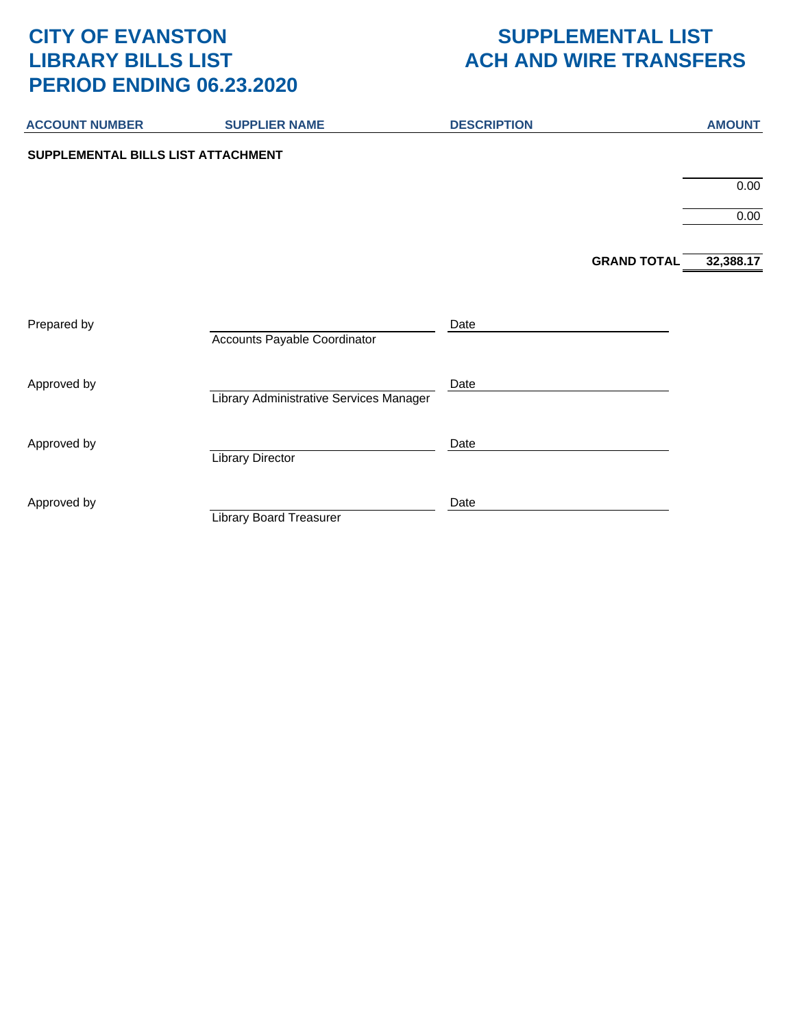# CITY OF EVANSTON
# LIBRARY BILLS LIST
# PERIOD ENDING 06.23.2020

# SUPPLEMENTAL LIST
# ACH AND WIRE TRANSFERS

| ACCOUNT NUMBER | SUPPLIER NAME | DESCRIPTION | AMOUNT |
|---|---|---|---|
| **SUPPLEMENTAL BILLS LIST ATTACHMENT** | | | |
| | | | 0.00 |
| | | | 0.00 |
| | | **GRAND TOTAL** | **32,388.17** |

Prepared by ______________________ Date ______________________
Accounts Payable Coordinator

Approved by ______________________ Date ______________________
Library Administrative Services Manager

Approved by ______________________ Date ______________________
Library Director

Approved by ______________________ Date ______________________
Library Board Treasurer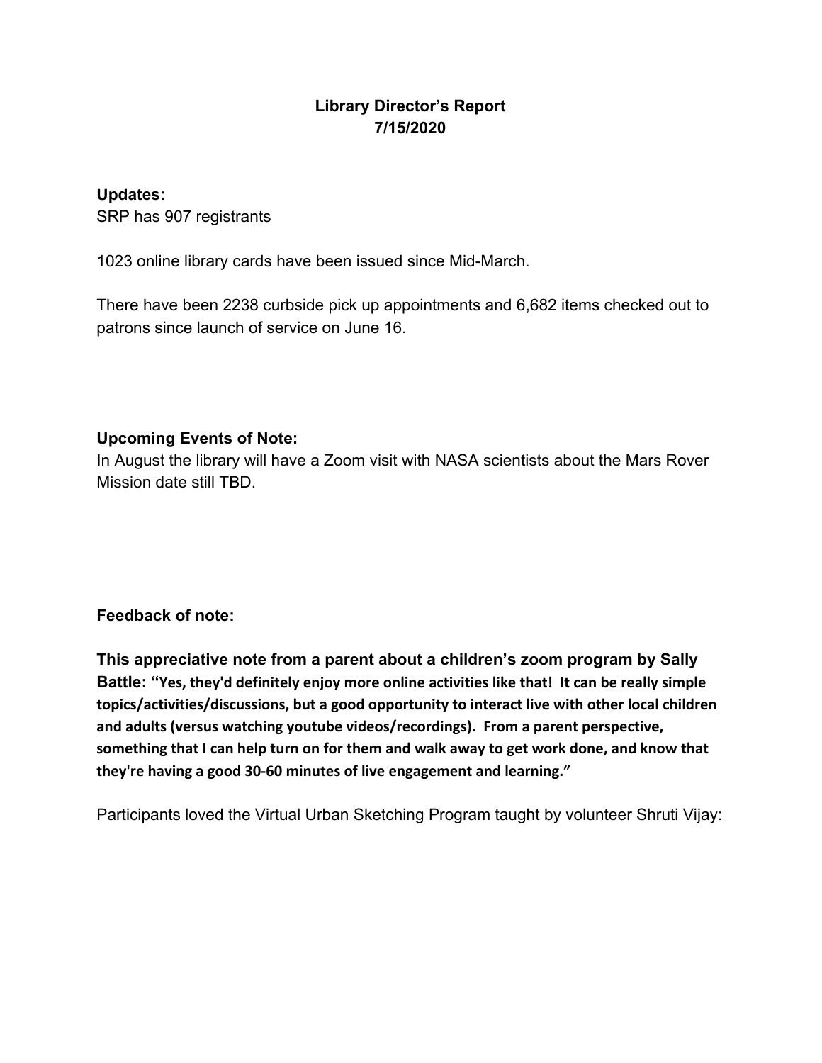# Library Director's Report
# 7/15/2020

**Updates:**
SRP has 907 registrants

1023 online library cards have been issued since Mid-March.

There have been 2238 curbside pick up appointments and 6,682 items checked out to patrons since launch of service on June 16.

**Upcoming Events of Note:**
In August the library will have a Zoom visit with NASA scientists about the Mars Rover Mission date still TBD.

**Feedback of note:**

**This appreciative note from a parent about a children's zoom program by Sally Battle: "Yes, they'd definitely enjoy more online activities like that! It can be really simple topics/activities/discussions, but a good opportunity to interact live with other local children and adults (versus watching youtube videos/recordings). From a parent perspective, something that I can help turn on for them and walk away to get work done, and know that they're having a good 30-60 minutes of live engagement and learning."**

Participants loved the Virtual Urban Sketching Program taught by volunteer Shruti Vijay: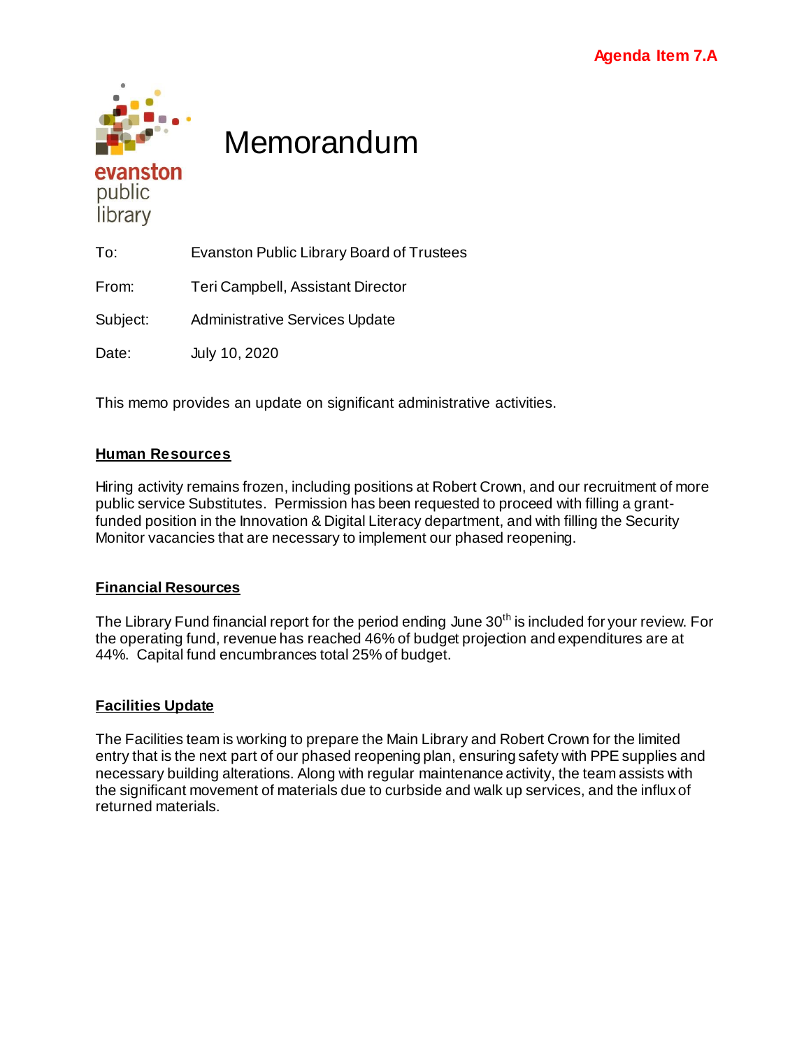**Agenda Item 7.A**

evanston public library

# Memorandum

To: Evanston Public Library Board of Trustees

From: Teri Campbell, Assistant Director

Subject: Administrative Services Update

Date: July 10, 2020

This memo provides an update on significant administrative activities.

## Human Resources

Hiring activity remains frozen, including positions at Robert Crown, and our recruitment of more public service Substitutes. Permission has been requested to proceed with filling a grant-funded position in the Innovation & Digital Literacy department, and with filling the Security Monitor vacancies that are necessary to implement our phased reopening.

## Financial Resources

The Library Fund financial report for the period ending June 30th is included for your review. For the operating fund, revenue has reached 46% of budget projection and expenditures are at 44%. Capital fund encumbrances total 25% of budget.

## Facilities Update

The Facilities team is working to prepare the Main Library and Robert Crown for the limited entry that is the next part of our phased reopening plan, ensuring safety with PPE supplies and necessary building alterations. Along with regular maintenance activity, the team assists with the significant movement of materials due to curbside and walk up services, and the influx of returned materials.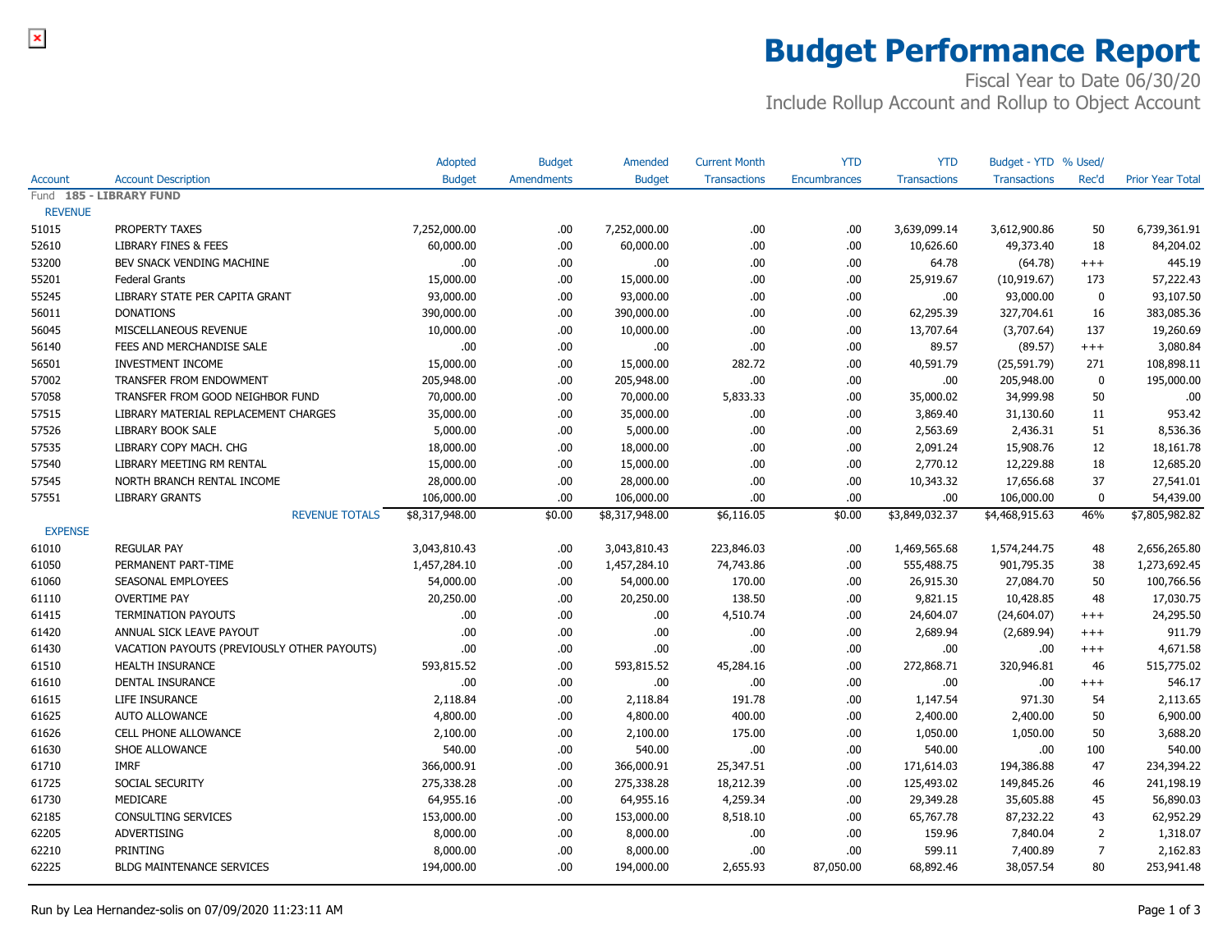# Budget Performance Report

Fiscal Year to Date 06/30/20

Include Rollup Account and Rollup to Object Account

| Account | Account Description | Adopted Budget | Budget Amendments | Amended Budget | Current Month Transactions | YTD Encumbrances | YTD Transactions | Budget - YTD Transactions | % Used/ Rec'd | Prior Year Total |
|---|---|---|---|---|---|---|---|---|---|---|
| Fund 185 - LIBRARY FUND | | | | | | | | | | |
| REVENUE | | | | | | | | | | |
| 51015 | PROPERTY TAXES | 7,252,000.00 | .00 | 7,252,000.00 | .00 | .00 | 3,639,099.14 | 3,612,900.86 | 50 | 6,739,361.91 |
| 52610 | LIBRARY FINES & FEES | 60,000.00 | .00 | 60,000.00 | .00 | .00 | 10,626.60 | 49,373.40 | 18 | 84,204.02 |
| 53200 | BEV SNACK VENDING MACHINE | .00 | .00 | .00 | .00 | .00 | 64.78 | (64.78) | +++ | 445.19 |
| 55201 | Federal Grants | 15,000.00 | .00 | 15,000.00 | .00 | .00 | 25,919.67 | (10,919.67) | 173 | 57,222.43 |
| 55245 | LIBRARY STATE PER CAPITA GRANT | 93,000.00 | .00 | 93,000.00 | .00 | .00 | .00 | 93,000.00 | 0 | 93,107.50 |
| 56011 | DONATIONS | 390,000.00 | .00 | 390,000.00 | .00 | .00 | 62,295.39 | 327,704.61 | 16 | 383,085.36 |
| 56045 | MISCELLANEOUS REVENUE | 10,000.00 | .00 | 10,000.00 | .00 | .00 | 13,707.64 | (3,707.64) | 137 | 19,260.69 |
| 56140 | FEES AND MERCHANDISE SALE | .00 | .00 | .00 | .00 | .00 | 89.57 | (89.57) | +++ | 3,080.84 |
| 56501 | INVESTMENT INCOME | 15,000.00 | .00 | 15,000.00 | 282.72 | .00 | 40,591.79 | (25,591.79) | 271 | 108,898.11 |
| 57002 | TRANSFER FROM ENDOWMENT | 205,948.00 | .00 | 205,948.00 | .00 | .00 | .00 | 205,948.00 | 0 | 195,000.00 |
| 57058 | TRANSFER FROM GOOD NEIGHBOR FUND | 70,000.00 | .00 | 70,000.00 | 5,833.33 | .00 | 35,000.02 | 34,999.98 | 50 | .00 |
| 57515 | LIBRARY MATERIAL REPLACEMENT CHARGES | 35,000.00 | .00 | 35,000.00 | .00 | .00 | 3,869.40 | 31,130.60 | 11 | 953.42 |
| 57526 | LIBRARY BOOK SALE | 5,000.00 | .00 | 5,000.00 | .00 | .00 | 2,563.69 | 2,436.31 | 51 | 8,536.36 |
| 57535 | LIBRARY COPY MACH. CHG | 18,000.00 | .00 | 18,000.00 | .00 | .00 | 2,091.24 | 15,908.76 | 12 | 18,161.78 |
| 57540 | LIBRARY MEETING RM RENTAL | 15,000.00 | .00 | 15,000.00 | .00 | .00 | 2,770.12 | 12,229.88 | 18 | 12,685.20 |
| 57545 | NORTH BRANCH RENTAL INCOME | 28,000.00 | .00 | 28,000.00 | .00 | .00 | 10,343.32 | 17,656.68 | 37 | 27,541.01 |
| 57551 | LIBRARY GRANTS | 106,000.00 | .00 | 106,000.00 | .00 | .00 | .00 | 106,000.00 | 0 | 54,439.00 |
| | REVENUE TOTALS | $8,317,948.00 | $0.00 | $8,317,948.00 | $6,116.05 | $0.00 | $3,849,032.37 | $4,468,915.63 | 46% | $7,805,982.82 |
| EXPENSE | | | | | | | | | | |
| 61010 | REGULAR PAY | 3,043,810.43 | .00 | 3,043,810.43 | 223,846.03 | .00 | 1,469,565.68 | 1,574,244.75 | 48 | 2,656,265.80 |
| 61050 | PERMANENT PART-TIME | 1,457,284.10 | .00 | 1,457,284.10 | 74,743.86 | .00 | 555,488.75 | 901,795.35 | 38 | 1,273,692.45 |
| 61060 | SEASONAL EMPLOYEES | 54,000.00 | .00 | 54,000.00 | 170.00 | .00 | 26,915.30 | 27,084.70 | 50 | 100,766.56 |
| 61110 | OVERTIME PAY | 20,250.00 | .00 | 20,250.00 | 138.50 | .00 | 9,821.15 | 10,428.85 | 48 | 17,030.75 |
| 61415 | TERMINATION PAYOUTS | .00 | .00 | .00 | 4,510.74 | .00 | 24,604.07 | (24,604.07) | +++ | 24,295.50 |
| 61420 | ANNUAL SICK LEAVE PAYOUT | .00 | .00 | .00 | .00 | .00 | 2,689.94 | (2,689.94) | +++ | 911.79 |
| 61430 | VACATION PAYOUTS (PREVIOUSLY OTHER PAYOUTS) | .00 | .00 | .00 | .00 | .00 | .00 | .00 | +++ | 4,671.58 |
| 61510 | HEALTH INSURANCE | 593,815.52 | .00 | 593,815.52 | 45,284.16 | .00 | 272,868.71 | 320,946.81 | 46 | 515,775.02 |
| 61610 | DENTAL INSURANCE | .00 | .00 | .00 | .00 | .00 | .00 | .00 | +++ | 546.17 |
| 61615 | LIFE INSURANCE | 2,118.84 | .00 | 2,118.84 | 191.78 | .00 | 1,147.54 | 971.30 | 54 | 2,113.65 |
| 61625 | AUTO ALLOWANCE | 4,800.00 | .00 | 4,800.00 | 400.00 | .00 | 2,400.00 | 2,400.00 | 50 | 6,900.00 |
| 61626 | CELL PHONE ALLOWANCE | 2,100.00 | .00 | 2,100.00 | 175.00 | .00 | 1,050.00 | 1,050.00 | 50 | 3,688.20 |
| 61630 | SHOE ALLOWANCE | 540.00 | .00 | 540.00 | .00 | .00 | 540.00 | .00 | 100 | 540.00 |
| 61710 | IMRF | 366,000.91 | .00 | 366,000.91 | 25,347.51 | .00 | 171,614.03 | 194,386.88 | 47 | 234,394.22 |
| 61725 | SOCIAL SECURITY | 275,338.28 | .00 | 275,338.28 | 18,212.39 | .00 | 125,493.02 | 149,845.26 | 46 | 241,198.19 |
| 61730 | MEDICARE | 64,955.16 | .00 | 64,955.16 | 4,259.34 | .00 | 29,349.28 | 35,605.88 | 45 | 56,890.03 |
| 62185 | CONSULTING SERVICES | 153,000.00 | .00 | 153,000.00 | 8,518.10 | .00 | 65,767.78 | 87,232.22 | 43 | 62,952.29 |
| 62205 | ADVERTISING | 8,000.00 | .00 | 8,000.00 | .00 | .00 | 159.96 | 7,840.04 | 2 | 1,318.07 |
| 62210 | PRINTING | 8,000.00 | .00 | 8,000.00 | .00 | .00 | 599.11 | 7,400.89 | 7 | 2,162.83 |
| 62225 | BLDG MAINTENANCE SERVICES | 194,000.00 | .00 | 194,000.00 | 2,655.93 | 87,050.00 | 68,892.46 | 38,057.54 | 80 | 253,941.48 |

Run by Lea Hernandez-solis on 07/09/2020 11:23:11 AM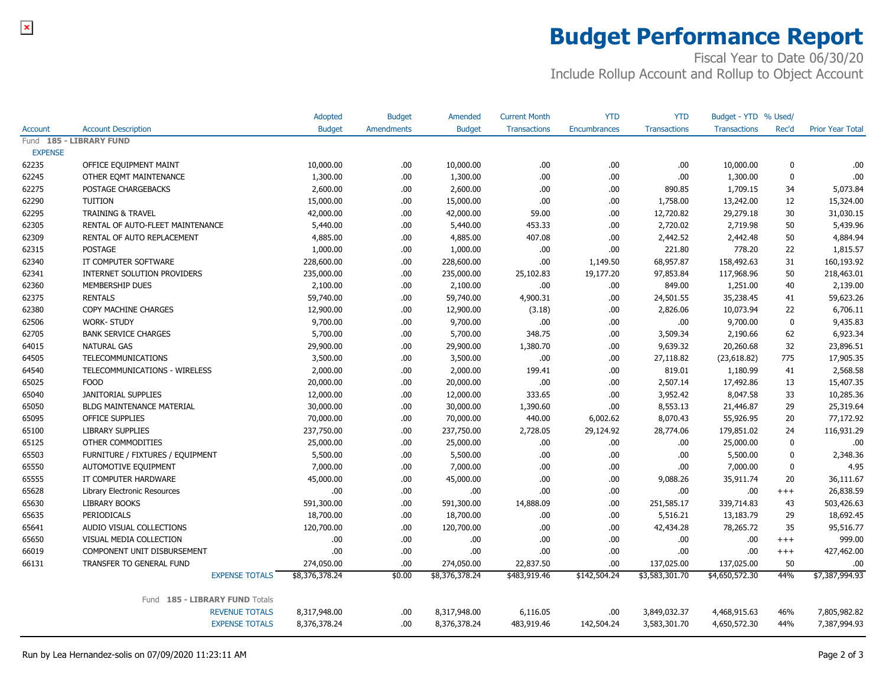# Budget Performance Report

Fiscal Year to Date 06/30/20
Include Rollup Account and Rollup to Object Account

| Account | Account Description | Adopted Budget | Budget Amendments | Amended Budget | Current Month Transactions | YTD Encumbrances | YTD Transactions | Budget - YTD Transactions | % Used/ Rec'd | Prior Year Total |
|---|---|---|---|---|---|---|---|---|---|---|
| Fund **185 - LIBRARY FUND** | | | | | | | | | | |
| EXPENSE | | | | | | | | | | |
| 62235 | OFFICE EQUIPMENT MAINT | 10,000.00 | .00 | 10,000.00 | .00 | .00 | .00 | 10,000.00 | 0 | .00 |
| 62245 | OTHER EQMT MAINTENANCE | 1,300.00 | .00 | 1,300.00 | .00 | .00 | .00 | 1,300.00 | 0 | .00 |
| 62275 | POSTAGE CHARGEBACKS | 2,600.00 | .00 | 2,600.00 | .00 | .00 | 890.85 | 1,709.15 | 34 | 5,073.84 |
| 62290 | TUITION | 15,000.00 | .00 | 15,000.00 | .00 | .00 | 1,758.00 | 13,242.00 | 12 | 15,324.00 |
| 62295 | TRAINING & TRAVEL | 42,000.00 | .00 | 42,000.00 | 59.00 | .00 | 12,720.82 | 29,279.18 | 30 | 31,030.15 |
| 62305 | RENTAL OF AUTO-FLEET MAINTENANCE | 5,440.00 | .00 | 5,440.00 | 453.33 | .00 | 2,720.02 | 2,719.98 | 50 | 5,439.96 |
| 62309 | RENTAL OF AUTO REPLACEMENT | 4,885.00 | .00 | 4,885.00 | 407.08 | .00 | 2,442.52 | 2,442.48 | 50 | 4,884.94 |
| 62315 | POSTAGE | 1,000.00 | .00 | 1,000.00 | .00 | .00 | 221.80 | 778.20 | 22 | 1,815.57 |
| 62340 | IT COMPUTER SOFTWARE | 228,600.00 | .00 | 228,600.00 | .00 | 1,149.50 | 68,957.87 | 158,492.63 | 31 | 160,193.92 |
| 62341 | INTERNET SOLUTION PROVIDERS | 235,000.00 | .00 | 235,000.00 | 25,102.83 | 19,177.20 | 97,853.84 | 117,968.96 | 50 | 218,463.01 |
| 62360 | MEMBERSHIP DUES | 2,100.00 | .00 | 2,100.00 | .00 | .00 | 849.00 | 1,251.00 | 40 | 2,139.00 |
| 62375 | RENTALS | 59,740.00 | .00 | 59,740.00 | 4,900.31 | .00 | 24,501.55 | 35,238.45 | 41 | 59,623.26 |
| 62380 | COPY MACHINE CHARGES | 12,900.00 | .00 | 12,900.00 | (3.18) | .00 | 2,826.06 | 10,073.94 | 22 | 6,706.11 |
| 62506 | WORK- STUDY | 9,700.00 | .00 | 9,700.00 | .00 | .00 | .00 | 9,700.00 | 0 | 9,435.83 |
| 62705 | BANK SERVICE CHARGES | 5,700.00 | .00 | 5,700.00 | 348.75 | .00 | 3,509.34 | 2,190.66 | 62 | 6,923.34 |
| 64015 | NATURAL GAS | 29,900.00 | .00 | 29,900.00 | 1,380.70 | .00 | 9,639.32 | 20,260.68 | 32 | 23,896.51 |
| 64505 | TELECOMMUNICATIONS | 3,500.00 | .00 | 3,500.00 | .00 | .00 | 27,118.82 | (23,618.82) | 775 | 17,905.35 |
| 64540 | TELECOMMUNICATIONS - WIRELESS | 2,000.00 | .00 | 2,000.00 | 199.41 | .00 | 819.01 | 1,180.99 | 41 | 2,568.58 |
| 65025 | FOOD | 20,000.00 | .00 | 20,000.00 | .00 | .00 | 2,507.14 | 17,492.86 | 13 | 15,407.35 |
| 65040 | JANITORIAL SUPPLIES | 12,000.00 | .00 | 12,000.00 | 333.65 | .00 | 3,952.42 | 8,047.58 | 33 | 10,285.36 |
| 65050 | BLDG MAINTENANCE MATERIAL | 30,000.00 | .00 | 30,000.00 | 1,390.60 | .00 | 8,553.13 | 21,446.87 | 29 | 25,319.64 |
| 65095 | OFFICE SUPPLIES | 70,000.00 | .00 | 70,000.00 | 440.00 | 6,002.62 | 8,070.43 | 55,926.95 | 20 | 77,172.92 |
| 65100 | LIBRARY SUPPLIES | 237,750.00 | .00 | 237,750.00 | 2,728.05 | 29,124.92 | 28,774.06 | 179,851.02 | 24 | 116,931.29 |
| 65125 | OTHER COMMODITIES | 25,000.00 | .00 | 25,000.00 | .00 | .00 | .00 | 25,000.00 | 0 | .00 |
| 65503 | FURNITURE / FIXTURES / EQUIPMENT | 5,500.00 | .00 | 5,500.00 | .00 | .00 | .00 | 5,500.00 | 0 | 2,348.36 |
| 65550 | AUTOMOTIVE EQUIPMENT | 7,000.00 | .00 | 7,000.00 | .00 | .00 | .00 | 7,000.00 | 0 | 4.95 |
| 65555 | IT COMPUTER HARDWARE | 45,000.00 | .00 | 45,000.00 | .00 | .00 | 9,088.26 | 35,911.74 | 20 | 36,111.67 |
| 65628 | Library Electronic Resources | .00 | .00 | .00 | .00 | .00 | .00 | .00 | +++ | 26,838.59 |
| 65630 | LIBRARY BOOKS | 591,300.00 | .00 | 591,300.00 | 14,888.09 | .00 | 251,585.17 | 339,714.83 | 43 | 503,426.63 |
| 65635 | PERIODICALS | 18,700.00 | .00 | 18,700.00 | .00 | .00 | 5,516.21 | 13,183.79 | 29 | 18,692.45 |
| 65641 | AUDIO VISUAL COLLECTIONS | 120,700.00 | .00 | 120,700.00 | .00 | .00 | 42,434.28 | 78,265.72 | 35 | 95,516.77 |
| 65650 | VISUAL MEDIA COLLECTION | .00 | .00 | .00 | .00 | .00 | .00 | .00 | +++ | 999.00 |
| 66019 | COMPONENT UNIT DISBURSEMENT | .00 | .00 | .00 | .00 | .00 | .00 | .00 | +++ | 427,462.00 |
| 66131 | TRANSFER TO GENERAL FUND | 274,050.00 | .00 | 274,050.00 | 22,837.50 | .00 | 137,025.00 | 137,025.00 | 50 | .00 |
| | EXPENSE TOTALS | $8,376,378.24 | $0.00 | $8,376,378.24 | $483,919.46 | $142,504.24 | $3,583,301.70 | $4,650,572.30 | 44% | $7,387,994.93 |
| | Fund **185 - LIBRARY FUND** Totals | | | | | | | | | |
| | REVENUE TOTALS | 8,317,948.00 | .00 | 8,317,948.00 | 6,116.05 | .00 | 3,849,032.37 | 4,468,915.63 | 46% | 7,805,982.82 |
| | EXPENSE TOTALS | 8,376,378.24 | .00 | 8,376,378.24 | 483,919.46 | 142,504.24 | 3,583,301.70 | 4,650,572.30 | 44% | 7,387,994.93 |

Run by Lea Hernandez-solis on 07/09/2020 11:23:11 AM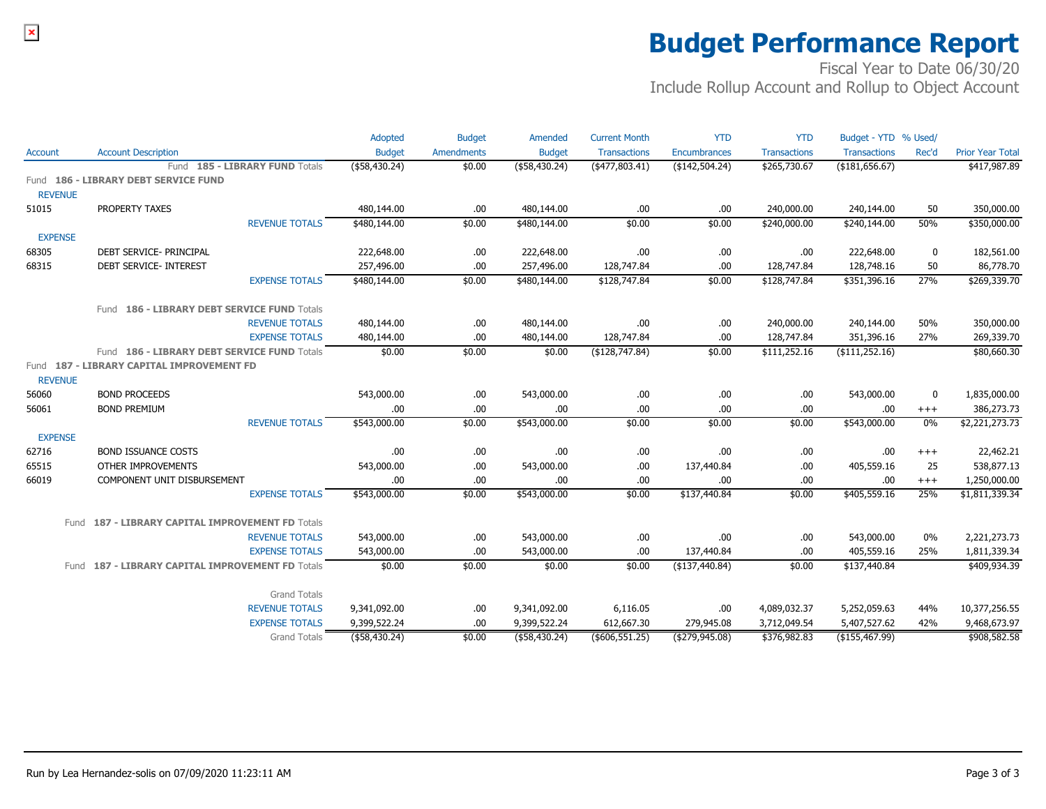# Budget Performance Report

Fiscal Year to Date 06/30/20

Include Rollup Account and Rollup to Object Account

| Account | Account Description | Adopted Budget | Budget Amendments | Amended Budget | Current Month Transactions | YTD Encumbrances | YTD Transactions | Budget - YTD Transactions | % Used/ Rec'd | Prior Year Total |
|---|---|---|---|---|---|---|---|---|---|---|
| | Fund **185 - LIBRARY FUND** Totals | ($58,430.24) | $0.00 | ($58,430.24) | ($477,803.41) | ($142,504.24) | $265,730.67 | ($181,656.67) | | $417,987.89 |
| Fund **186 - LIBRARY DEBT SERVICE FUND** | | | | | | | | | | |
| REVENUE | | | | | | | | | | |
| 51015 | PROPERTY TAXES | 480,144.00 | .00 | 480,144.00 | .00 | .00 | 240,000.00 | 240,144.00 | 50 | 350,000.00 |
| | REVENUE TOTALS | $480,144.00 | $0.00 | $480,144.00 | $0.00 | $0.00 | $240,000.00 | $240,144.00 | 50% | $350,000.00 |
| EXPENSE | | | | | | | | | | |
| 68305 | DEBT SERVICE- PRINCIPAL | 222,648.00 | .00 | 222,648.00 | .00 | .00 | .00 | 222,648.00 | 0 | 182,561.00 |
| 68315 | DEBT SERVICE- INTEREST | 257,496.00 | .00 | 257,496.00 | 128,747.84 | .00 | 128,747.84 | 128,748.16 | 50 | 86,778.70 |
| | EXPENSE TOTALS | $480,144.00 | $0.00 | $480,144.00 | $128,747.84 | $0.00 | $128,747.84 | $351,396.16 | 27% | $269,339.70 |
| | Fund **186 - LIBRARY DEBT SERVICE FUND** Totals | | | | | | | | | |
| | REVENUE TOTALS | 480,144.00 | .00 | 480,144.00 | .00 | .00 | 240,000.00 | 240,144.00 | 50% | 350,000.00 |
| | EXPENSE TOTALS | 480,144.00 | .00 | 480,144.00 | 128,747.84 | .00 | 128,747.84 | 351,396.16 | 27% | 269,339.70 |
| | Fund **186 - LIBRARY DEBT SERVICE FUND** Totals | $0.00 | $0.00 | $0.00 | ($128,747.84) | $0.00 | $111,252.16 | ($111,252.16) | | $80,660.30 |
| Fund **187 - LIBRARY CAPITAL IMPROVEMENT FD** | | | | | | | | | | |
| REVENUE | | | | | | | | | | |
| 56060 | BOND PROCEEDS | 543,000.00 | .00 | 543,000.00 | .00 | .00 | .00 | 543,000.00 | 0 | 1,835,000.00 |
| 56061 | BOND PREMIUM | .00 | .00 | .00 | .00 | .00 | .00 | .00 | +++ | 386,273.73 |
| | REVENUE TOTALS | $543,000.00 | $0.00 | $543,000.00 | $0.00 | $0.00 | $0.00 | $543,000.00 | 0% | $2,221,273.73 |
| EXPENSE | | | | | | | | | | |
| 62716 | BOND ISSUANCE COSTS | .00 | .00 | .00 | .00 | .00 | .00 | .00 | +++ | 22,462.21 |
| 65515 | OTHER IMPROVEMENTS | 543,000.00 | .00 | 543,000.00 | .00 | 137,440.84 | .00 | 405,559.16 | 25 | 538,877.13 |
| 66019 | COMPONENT UNIT DISBURSEMENT | .00 | .00 | .00 | .00 | .00 | .00 | .00 | +++ | 1,250,000.00 |
| | EXPENSE TOTALS | $543,000.00 | $0.00 | $543,000.00 | $0.00 | $137,440.84 | $0.00 | $405,559.16 | 25% | $1,811,339.34 |
| | Fund **187 - LIBRARY CAPITAL IMPROVEMENT FD** Totals | | | | | | | | | |
| | REVENUE TOTALS | 543,000.00 | .00 | 543,000.00 | .00 | .00 | .00 | 543,000.00 | 0% | 2,221,273.73 |
| | EXPENSE TOTALS | 543,000.00 | .00 | 543,000.00 | .00 | 137,440.84 | .00 | 405,559.16 | 25% | 1,811,339.34 |
| | Fund **187 - LIBRARY CAPITAL IMPROVEMENT FD** Totals | $0.00 | $0.00 | $0.00 | $0.00 | ($137,440.84) | $0.00 | $137,440.84 | | $409,934.39 |
| | Grand Totals | | | | | | | | | |
| | REVENUE TOTALS | 9,341,092.00 | .00 | 9,341,092.00 | 6,116.05 | .00 | 4,089,032.37 | 5,252,059.63 | 44% | 10,377,256.55 |
| | EXPENSE TOTALS | 9,399,522.24 | .00 | 9,399,522.24 | 612,667.30 | 279,945.08 | 3,712,049.54 | 5,407,527.62 | 42% | 9,468,673.97 |
| | Grand Totals | ($58,430.24) | $0.00 | ($58,430.24) | ($606,551.25) | ($279,945.08) | $376,982.83 | ($155,467.99) | | $908,582.58 |

Run by Lea Hernandez-solis on 07/09/2020 11:23:11 AM